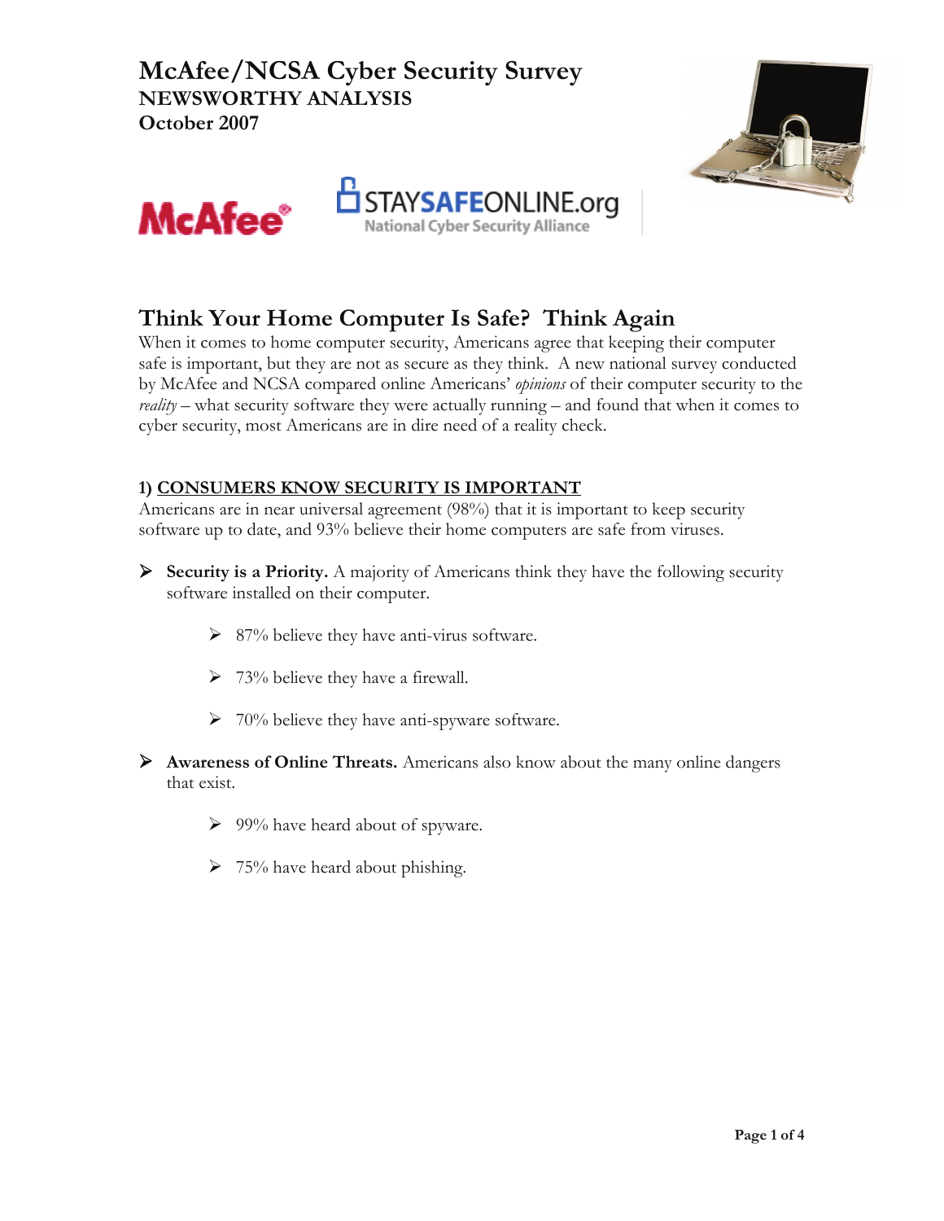# McAfee/NCSA Cyber Security Survey

**NEWSWORTHY ANALYSIS**

**October 2007**

## Think Your Home Computer Is Safe? Think Again

When it comes to home computer security, Americans agree that keeping their computer safe is important, but they are not as secure as they think. A new national survey conducted by McAfee and NCSA compared online Americans' *opinions* of their computer security to the *reality* – what security software they were actually running – and found that when it comes to cyber security, most Americans are in dire need of a reality check.

### 1) CONSUMERS KNOW SECURITY IS IMPORTANT

Americans are in near universal agreement (98%) that it is important to keep security software up to date, and 93% believe their home computers are safe from viruses.

- **Security is a Priority.** A majority of Americans think they have the following security software installed on their computer.
  - 87% believe they have anti-virus software.
  - 73% believe they have a firewall.
  - 70% believe they have anti-spyware software.
- **Awareness of Online Threats.** Americans also know about the many online dangers that exist.
  - 99% have heard about of spyware.
  - 75% have heard about phishing.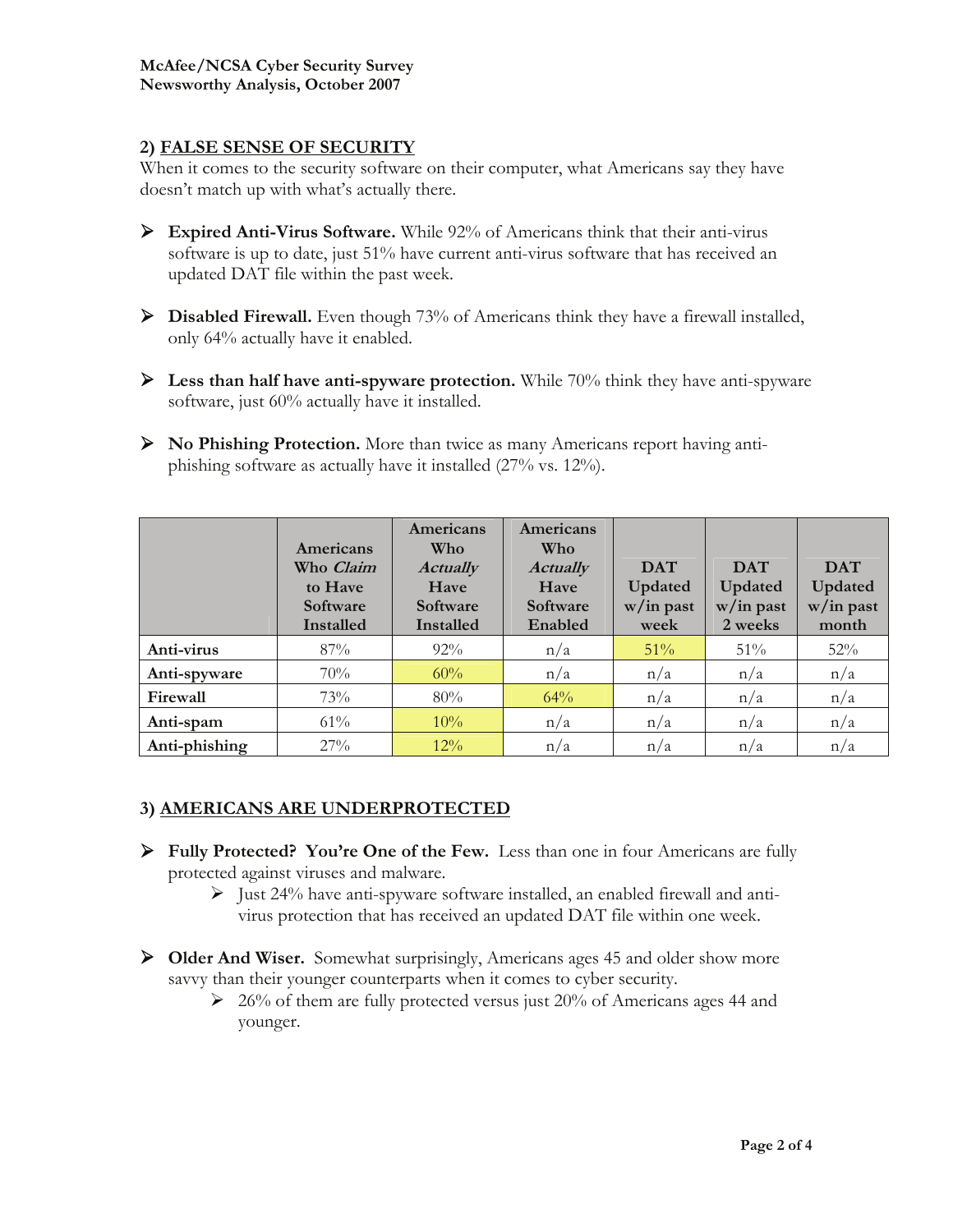**McAfee/NCSA Cyber Security Survey**
**Newsworthy Analysis, October 2007**

## 2) FALSE SENSE OF SECURITY

When it comes to the security software on their computer, what Americans say they have doesn't match up with what's actually there.

- **Expired Anti-Virus Software.** While 92% of Americans think that their anti-virus software is up to date, just 51% have current anti-virus software that has received an updated DAT file within the past week.
- **Disabled Firewall.** Even though 73% of Americans think they have a firewall installed, only 64% actually have it enabled.
- **Less than half have anti-spyware protection.** While 70% think they have anti-spyware software, just 60% actually have it installed.
- **No Phishing Protection.** More than twice as many Americans report having anti-phishing software as actually have it installed (27% vs. 12%).

| | Americans Who *Claim* to Have Software Installed | Americans Who *Actually* Have Software Installed | Americans Who *Actually* Have Software Enabled | DAT Updated w/in past week | DAT Updated w/in past 2 weeks | DAT Updated w/in past month |
|---|---|---|---|---|---|---|
| **Anti-virus** | 87% | 92% | n/a | 51% | 51% | 52% |
| **Anti-spyware** | 70% | 60% | n/a | n/a | n/a | n/a |
| **Firewall** | 73% | 80% | 64% | n/a | n/a | n/a |
| **Anti-spam** | 61% | 10% | n/a | n/a | n/a | n/a |
| **Anti-phishing** | 27% | 12% | n/a | n/a | n/a | n/a |

## 3) AMERICANS ARE UNDERPROTECTED

- **Fully Protected? You're One of the Few.** Less than one in four Americans are fully protected against viruses and malware.
  - Just 24% have anti-spyware software installed, an enabled firewall and anti-virus protection that has received an updated DAT file within one week.
- **Older And Wiser.** Somewhat surprisingly, Americans ages 45 and older show more savvy than their younger counterparts when it comes to cyber security.
  - 26% of them are fully protected versus just 20% of Americans ages 44 and younger.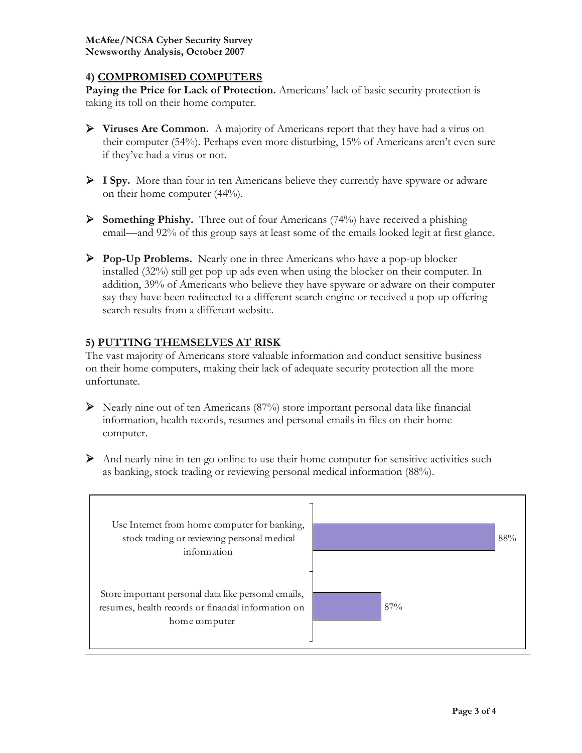## 4) COMPROMISED COMPUTERS

**Paying the Price for Lack of Protection.** Americans' lack of basic security protection is taking its toll on their home computer.

- **Viruses Are Common.** A majority of Americans report that they have had a virus on their computer (54%). Perhaps even more disturbing, 15% of Americans aren't even sure if they've had a virus or not.
- **I Spy.** More than four in ten Americans believe they currently have spyware or adware on their home computer (44%).
- **Something Phishy.** Three out of four Americans (74%) have received a phishing email—and 92% of this group says at least some of the emails looked legit at first glance.
- **Pop-Up Problems.** Nearly one in three Americans who have a pop-up blocker installed (32%) still get pop up ads even when using the blocker on their computer. In addition, 39% of Americans who believe they have spyware or adware on their computer say they have been redirected to a different search engine or received a pop-up offering search results from a different website.

## 5) PUTTING THEMSELVES AT RISK

The vast majority of Americans store valuable information and conduct sensitive business on their home computers, making their lack of adequate security protection all the more unfortunate.

- Nearly nine out of ten Americans (87%) store important personal data like financial information, health records, resumes and personal emails in files on their home computer.
- And nearly nine in ten go online to use their home computer for sensitive activities such as banking, stock trading or reviewing personal medical information (88%).

| Activity | Percent |
|---|---|
| Use Internet from home computer for banking, stock trading or reviewing personal medical information | 88% |
| Store important personal data like personal emails, resumes, health records or financial information on home computer | 87% |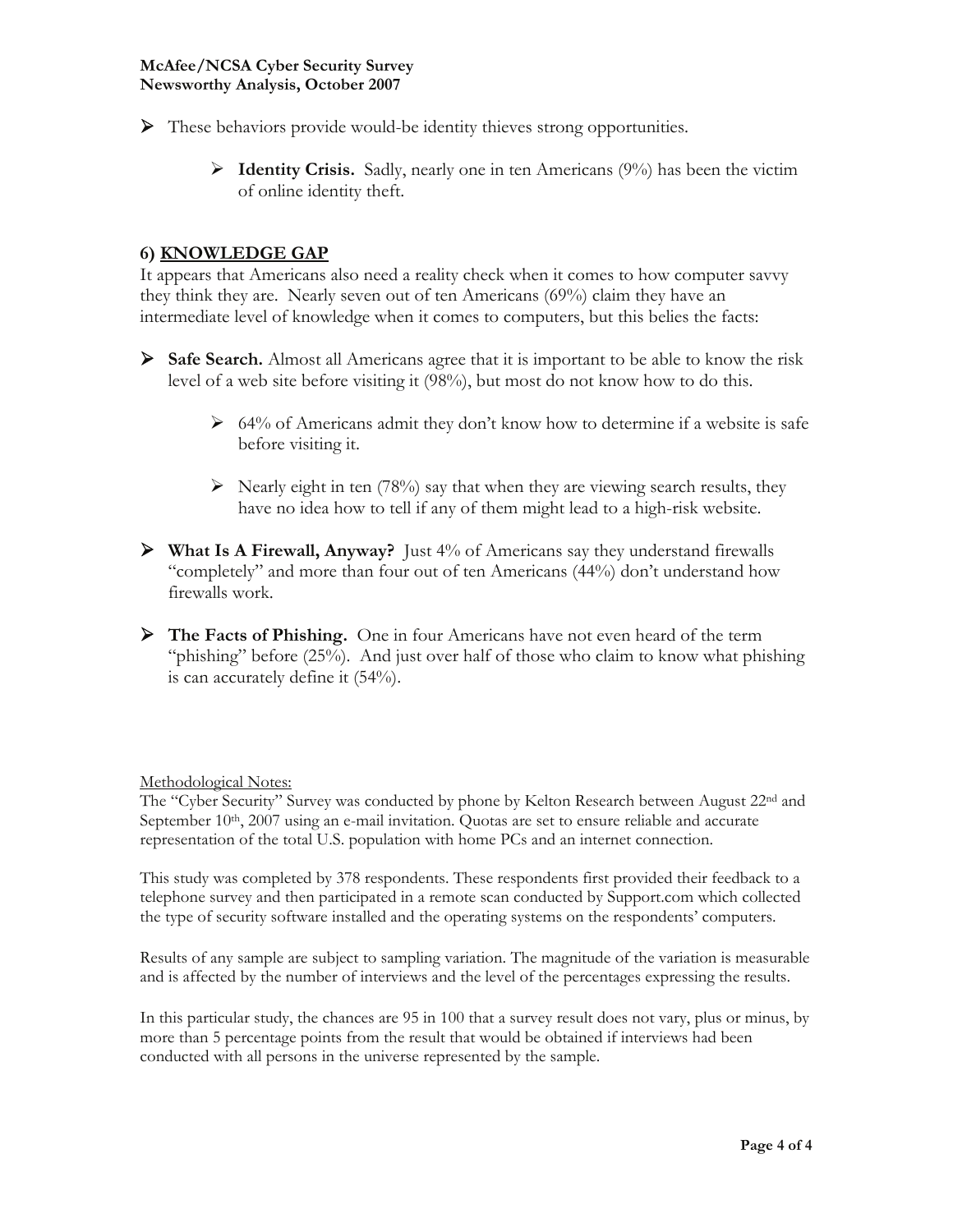- These behaviors provide would-be identity thieves strong opportunities.
  - **Identity Crisis.** Sadly, nearly one in ten Americans (9%) has been the victim of online identity theft.

## 6) KNOWLEDGE GAP

It appears that Americans also need a reality check when it comes to how computer savvy they think they are. Nearly seven out of ten Americans (69%) claim they have an intermediate level of knowledge when it comes to computers, but this belies the facts:

- **Safe Search.** Almost all Americans agree that it is important to be able to know the risk level of a web site before visiting it (98%), but most do not know how to do this.
  - 64% of Americans admit they don't know how to determine if a website is safe before visiting it.
  - Nearly eight in ten (78%) say that when they are viewing search results, they have no idea how to tell if any of them might lead to a high-risk website.
- **What Is A Firewall, Anyway?** Just 4% of Americans say they understand firewalls "completely" and more than four out of ten Americans (44%) don't understand how firewalls work.
- **The Facts of Phishing.** One in four Americans have not even heard of the term "phishing" before (25%). And just over half of those who claim to know what phishing is can accurately define it (54%).

Methodological Notes:

The "Cyber Security" Survey was conducted by phone by Kelton Research between August 22nd and September 10th, 2007 using an e-mail invitation. Quotas are set to ensure reliable and accurate representation of the total U.S. population with home PCs and an internet connection.

This study was completed by 378 respondents. These respondents first provided their feedback to a telephone survey and then participated in a remote scan conducted by Support.com which collected the type of security software installed and the operating systems on the respondents' computers.

Results of any sample are subject to sampling variation. The magnitude of the variation is measurable and is affected by the number of interviews and the level of the percentages expressing the results.

In this particular study, the chances are 95 in 100 that a survey result does not vary, plus or minus, by more than 5 percentage points from the result that would be obtained if interviews had been conducted with all persons in the universe represented by the sample.